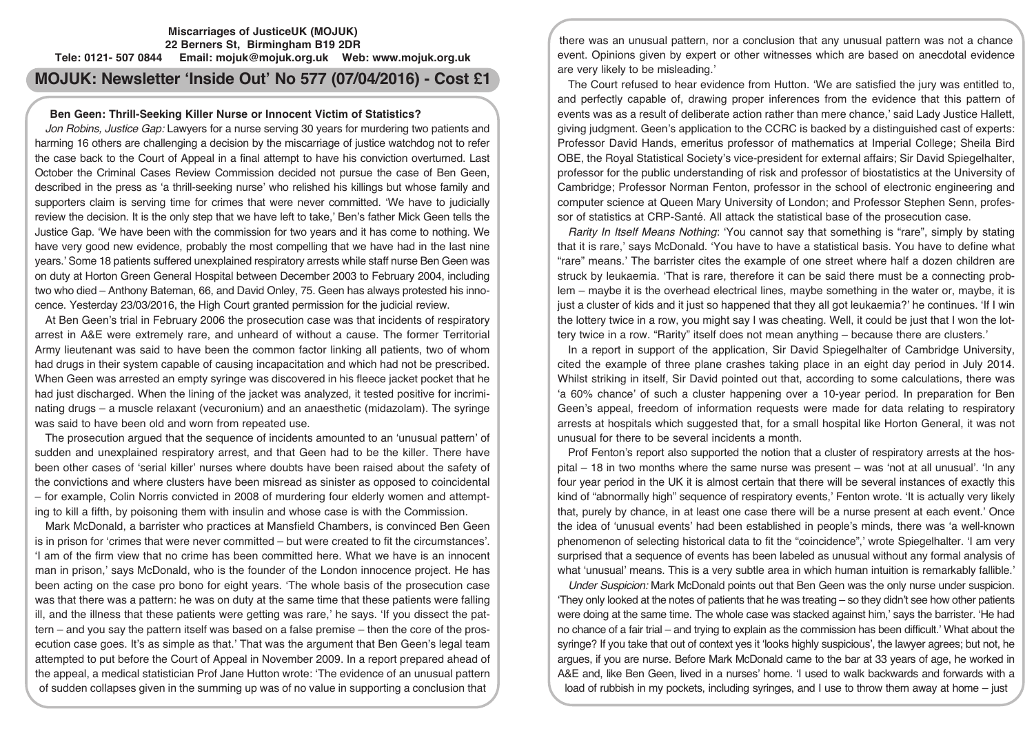**Miscarriages of JusticeUK (MOJUK)**
**22 Berners St, Birmingham B19 2DR**
**Tele: 0121- 507 0844 Email: mojuk@mojuk.org.uk Web: www.mojuk.org.uk**

# MOJUK: Newsletter 'Inside Out' No 577 (07/04/2016) - Cost £1

## Ben Geen: Thrill-Seeking Killer Nurse or Innocent Victim of Statistics?

*Jon Robins, Justice Gap:* Lawyers for a nurse serving 30 years for murdering two patients and harming 16 others are challenging a decision by the miscarriage of justice watchdog not to refer the case back to the Court of Appeal in a final attempt to have his conviction overturned. Last October the Criminal Cases Review Commission decided not pursue the case of Ben Geen, described in the press as 'a thrill-seeking nurse' who relished his killings but whose family and supporters claim is serving time for crimes that were never committed. 'We have to judicially review the decision. It is the only step that we have left to take,' Ben's father Mick Geen tells the Justice Gap. 'We have been with the commission for two years and it has come to nothing. We have very good new evidence, probably the most compelling that we have had in the last nine years.' Some 18 patients suffered unexplained respiratory arrests while staff nurse Ben Geen was on duty at Horton Green General Hospital between December 2003 to February 2004, including two who died – Anthony Bateman, 66, and David Onley, 75. Geen has always protested his innocence. Yesterday 23/03/2016, the High Court granted permission for the judicial review.

At Ben Geen's trial in February 2006 the prosecution case was that incidents of respiratory arrest in A&E were extremely rare, and unheard of without a cause. The former Territorial Army lieutenant was said to have been the common factor linking all patients, two of whom had drugs in their system capable of causing incapacitation and which had not been prescribed. When Geen was arrested an empty syringe was discovered in his fleece jacket pocket that he had just discharged. When the lining of the jacket was analyzed, it tested positive for incriminating drugs – a muscle relaxant (vecuronium) and an anaesthetic (midazolam). The syringe was said to have been old and worn from repeated use.

The prosecution argued that the sequence of incidents amounted to an 'unusual pattern' of sudden and unexplained respiratory arrest, and that Geen had to be the killer. There have been other cases of 'serial killer' nurses where doubts have been raised about the safety of the convictions and where clusters have been misread as sinister as opposed to coincidental – for example, Colin Norris convicted in 2008 of murdering four elderly women and attempting to kill a fifth, by poisoning them with insulin and whose case is with the Commission.

Mark McDonald, a barrister who practices at Mansfield Chambers, is convinced Ben Geen is in prison for 'crimes that were never committed – but were created to fit the circumstances'. 'I am of the firm view that no crime has been committed here. What we have is an innocent man in prison,' says McDonald, who is the founder of the London innocence project. He has been acting on the case pro bono for eight years. 'The whole basis of the prosecution case was that there was a pattern: he was on duty at the same time that these patients were falling ill, and the illness that these patients were getting was rare,' he says. 'If you dissect the pattern – and you say the pattern itself was based on a false premise – then the core of the prosecution case goes. It's as simple as that.' That was the argument that Ben Geen's legal team attempted to put before the Court of Appeal in November 2009. In a report prepared ahead of the appeal, a medical statistician Prof Jane Hutton wrote: 'The evidence of an unusual pattern of sudden collapses given in the summing up was of no value in supporting a conclusion that there was an unusual pattern, nor a conclusion that any unusual pattern was not a chance event. Opinions given by expert or other witnesses which are based on anecdotal evidence are very likely to be misleading.'

The Court refused to hear evidence from Hutton. 'We are satisfied the jury was entitled to, and perfectly capable of, drawing proper inferences from the evidence that this pattern of events was as a result of deliberate action rather than mere chance,' said Lady Justice Hallett, giving judgment. Geen's application to the CCRC is backed by a distinguished cast of experts: Professor David Hands, emeritus professor of mathematics at Imperial College; Sheila Bird OBE, the Royal Statistical Society's vice-president for external affairs; Sir David Spiegelhalter, professor for the public understanding of risk and professor of biostatistics at the University of Cambridge; Professor Norman Fenton, professor in the school of electronic engineering and computer science at Queen Mary University of London; and Professor Stephen Senn, professor of statistics at CRP-Santé. All attack the statistical base of the prosecution case.

*Rarity In Itself Means Nothing*: 'You cannot say that something is "rare", simply by stating that it is rare,' says McDonald. 'You have to have a statistical basis. You have to define what "rare" means.' The barrister cites the example of one street where half a dozen children are struck by leukaemia. 'That is rare, therefore it can be said there must be a connecting problem – maybe it is the overhead electrical lines, maybe something in the water or, maybe, it is just a cluster of kids and it just so happened that they all got leukaemia?' he continues. 'If I win the lottery twice in a row, you might say I was cheating. Well, it could be just that I won the lottery twice in a row. "Rarity" itself does not mean anything – because there are clusters.'

In a report in support of the application, Sir David Spiegelhalter of Cambridge University, cited the example of three plane crashes taking place in an eight day period in July 2014. Whilst striking in itself, Sir David pointed out that, according to some calculations, there was 'a 60% chance' of such a cluster happening over a 10-year period. In preparation for Ben Geen's appeal, freedom of information requests were made for data relating to respiratory arrests at hospitals which suggested that, for a small hospital like Horton General, it was not unusual for there to be several incidents a month.

Prof Fenton's report also supported the notion that a cluster of respiratory arrests at the hospital – 18 in two months where the same nurse was present – was 'not at all unusual'. 'In any four year period in the UK it is almost certain that there will be several instances of exactly this kind of "abnormally high" sequence of respiratory events,' Fenton wrote. 'It is actually very likely that, purely by chance, in at least one case there will be a nurse present at each event.' Once the idea of 'unusual events' had been established in people's minds, there was 'a well-known phenomenon of selecting historical data to fit the "coincidence",' wrote Spiegelhalter. 'I am very surprised that a sequence of events has been labeled as unusual without any formal analysis of what 'unusual' means. This is a very subtle area in which human intuition is remarkably fallible.'

*Under Suspicion:* Mark McDonald points out that Ben Geen was the only nurse under suspicion. 'They only looked at the notes of patients that he was treating – so they didn't see how other patients were doing at the same time. The whole case was stacked against him,' says the barrister. 'He had no chance of a fair trial – and trying to explain as the commission has been difficult.' What about the syringe? If you take that out of context yes it 'looks highly suspicious', the lawyer agrees; but not, he argues, if you are nurse. Before Mark McDonald came to the bar at 33 years of age, he worked in A&E and, like Ben Geen, lived in a nurses' home. 'I used to walk backwards and forwards with a load of rubbish in my pockets, including syringes, and I use to throw them away at home – just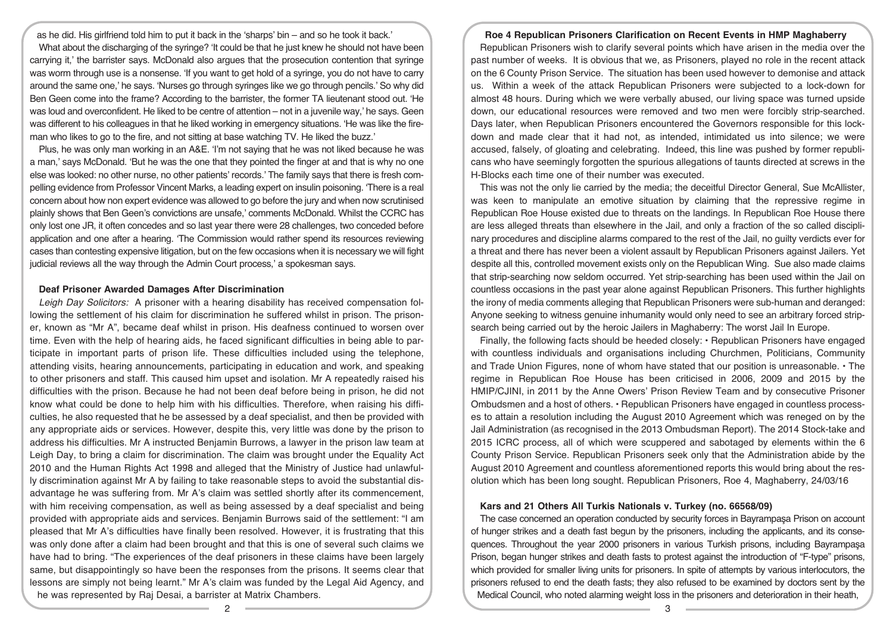as he did. His girlfriend told him to put it back in the 'sharps' bin – and so he took it back.'

What about the discharging of the syringe? 'It could be that he just knew he should not have been carrying it,' the barrister says. McDonald also argues that the prosecution contention that syringe was worm through use is a nonsense. 'If you want to get hold of a syringe, you do not have to carry around the same one,' he says. 'Nurses go through syringes like we go through pencils.' So why did Ben Geen come into the frame? According to the barrister, the former TA lieutenant stood out. 'He was loud and overconfident. He liked to be centre of attention – not in a juvenile way,' he says. Geen was different to his colleagues in that he liked working in emergency situations. 'He was like the fireman who likes to go to the fire, and not sitting at base watching TV. He liked the buzz.'

Plus, he was only man working in an A&E. 'I'm not saying that he was not liked because he was a man,' says McDonald. 'But he was the one that they pointed the finger at and that is why no one else was looked: no other nurse, no other patients' records.' The family says that there is fresh compelling evidence from Professor Vincent Marks, a leading expert on insulin poisoning. 'There is a real concern about how non expert evidence was allowed to go before the jury and when now scrutinised plainly shows that Ben Geen's convictions are unsafe,' comments McDonald. Whilst the CCRC has only lost one JR, it often concedes and so last year there were 28 challenges, two conceded before application and one after a hearing. 'The Commission would rather spend its resources reviewing cases than contesting expensive litigation, but on the few occasions when it is necessary we will fight judicial reviews all the way through the Admin Court process,' a spokesman says.

### Deaf Prisoner Awarded Damages After Discrimination

*Leigh Day Solicitors:* A prisoner with a hearing disability has received compensation following the settlement of his claim for discrimination he suffered whilst in prison. The prisoner, known as "Mr A", became deaf whilst in prison. His deafness continued to worsen over time. Even with the help of hearing aids, he faced significant difficulties in being able to participate in important parts of prison life. These difficulties included using the telephone, attending visits, hearing announcements, participating in education and work, and speaking to other prisoners and staff. This caused him upset and isolation. Mr A repeatedly raised his difficulties with the prison. Because he had not been deaf before being in prison, he did not know what could be done to help him with his difficulties. Therefore, when raising his difficulties, he also requested that he be assessed by a deaf specialist, and then be provided with any appropriate aids or services. However, despite this, very little was done by the prison to address his difficulties. Mr A instructed Benjamin Burrows, a lawyer in the prison law team at Leigh Day, to bring a claim for discrimination. The claim was brought under the Equality Act 2010 and the Human Rights Act 1998 and alleged that the Ministry of Justice had unlawfully discrimination against Mr A by failing to take reasonable steps to avoid the substantial disadvantage he was suffering from. Mr A's claim was settled shortly after its commencement, with him receiving compensation, as well as being assessed by a deaf specialist and being provided with appropriate aids and services. Benjamin Burrows said of the settlement: "I am pleased that Mr A's difficulties have finally been resolved. However, it is frustrating that this was only done after a claim had been brought and that this is one of several such claims we have had to bring. "The experiences of the deaf prisoners in these claims have been largely same, but disappointingly so have been the responses from the prisons. It seems clear that lessons are simply not being learnt." Mr A's claim was funded by the Legal Aid Agency, and he was represented by Raj Desai, a barrister at Matrix Chambers.

### Roe 4 Republican Prisoners Clarification on Recent Events in HMP Maghaberry

Republican Prisoners wish to clarify several points which have arisen in the media over the past number of weeks. It is obvious that we, as Prisoners, played no role in the recent attack on the 6 County Prison Service. The situation has been used however to demonise and attack us. Within a week of the attack Republican Prisoners were subjected to a lock-down for almost 48 hours. During which we were verbally abused, our living space was turned upside down, our educational resources were removed and two men were forcibly strip-searched. Days later, when Republican Prisoners encountered the Governors responsible for this lockdown and made clear that it had not, as intended, intimidated us into silence; we were accused, falsely, of gloating and celebrating. Indeed, this line was pushed by former republicans who have seemingly forgotten the spurious allegations of taunts directed at screws in the H-Blocks each time one of their number was executed.

This was not the only lie carried by the media; the deceitful Director General, Sue McAllister, was keen to manipulate an emotive situation by claiming that the repressive regime in Republican Roe House existed due to threats on the landings. In Republican Roe House there are less alleged threats than elsewhere in the Jail, and only a fraction of the so called disciplinary procedures and discipline alarms compared to the rest of the Jail, no guilty verdicts ever for a threat and there has never been a violent assault by Republican Prisoners against Jailers. Yet despite all this, controlled movement exists only on the Republican Wing. Sue also made claims that strip-searching now seldom occurred. Yet strip-searching has been used within the Jail on countless occasions in the past year alone against Republican Prisoners. This further highlights the irony of media comments alleging that Republican Prisoners were sub-human and deranged: Anyone seeking to witness genuine inhumanity would only need to see an arbitrary forced strip-search being carried out by the heroic Jailers in Maghaberry: The worst Jail In Europe.

Finally, the following facts should be heeded closely: • Republican Prisoners have engaged with countless individuals and organisations including Churchmen, Politicians, Community and Trade Union Figures, none of whom have stated that our position is unreasonable. • The regime in Republican Roe House has been criticised in 2006, 2009 and 2015 by the HMIP/CJINI, in 2011 by the Anne Owers' Prison Review Team and by consecutive Prisoner Ombudsmen and a host of others. • Republican Prisoners have engaged in countless processes to attain a resolution including the August 2010 Agreement which was reneged on by the Jail Administration (as recognised in the 2013 Ombudsman Report). The 2014 Stock-take and 2015 ICRC process, all of which were scuppered and sabotaged by elements within the 6 County Prison Service. Republican Prisoners seek only that the Administration abide by the August 2010 Agreement and countless aforementioned reports this would bring about the resolution which has been long sought. Republican Prisoners, Roe 4, Maghaberry, 24/03/16

### Kars and 21 Others All Turkis Nationals v. Turkey (no. 66568/09)

The case concerned an operation conducted by security forces in Bayrampaşa Prison on account of hunger strikes and a death fast begun by the prisoners, including the applicants, and its consequences. Throughout the year 2000 prisoners in various Turkish prisons, including Bayrampaşa Prison, began hunger strikes and death fasts to protest against the introduction of "F-type" prisons, which provided for smaller living units for prisoners. In spite of attempts by various interlocutors, the prisoners refused to end the death fasts; they also refused to be examined by doctors sent by the Medical Council, who noted alarming weight loss in the prisoners and deterioration in their heath,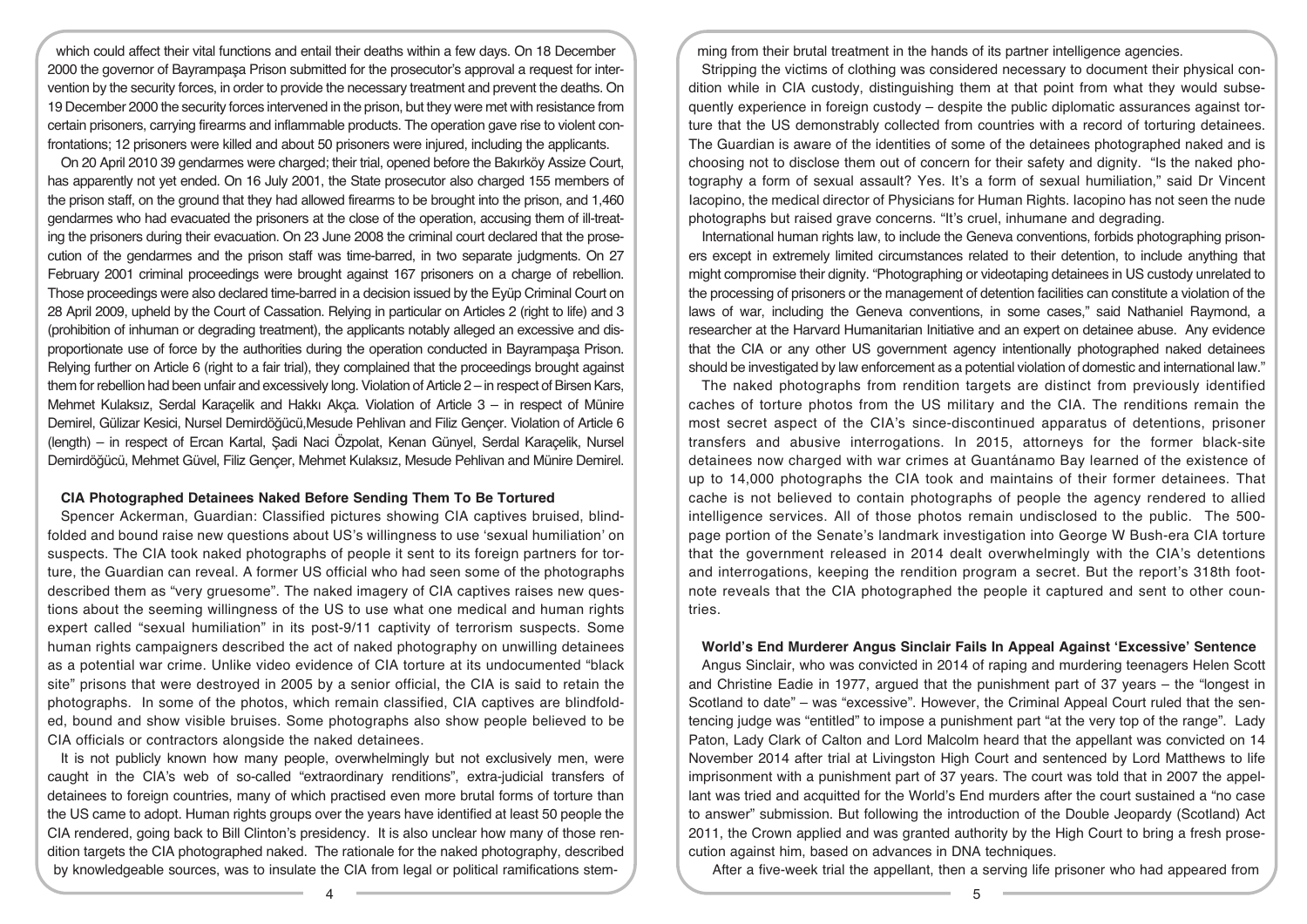which could affect their vital functions and entail their deaths within a few days. On 18 December 2000 the governor of Bayrampaşa Prison submitted for the prosecutor's approval a request for intervention by the security forces, in order to provide the necessary treatment and prevent the deaths. On 19 December 2000 the security forces intervened in the prison, but they were met with resistance from certain prisoners, carrying firearms and inflammable products. The operation gave rise to violent confrontations; 12 prisoners were killed and about 50 prisoners were injured, including the applicants.

On 20 April 2010 39 gendarmes were charged; their trial, opened before the Bakırköy Assize Court, has apparently not yet ended. On 16 July 2001, the State prosecutor also charged 155 members of the prison staff, on the ground that they had allowed firearms to be brought into the prison, and 1,460 gendarmes who had evacuated the prisoners at the close of the operation, accusing them of ill-treating the prisoners during their evacuation. On 23 June 2008 the criminal court declared that the prosecution of the gendarmes and the prison staff was time-barred, in two separate judgments. On 27 February 2001 criminal proceedings were brought against 167 prisoners on a charge of rebellion. Those proceedings were also declared time-barred in a decision issued by the Eyüp Criminal Court on 28 April 2009, upheld by the Court of Cassation. Relying in particular on Articles 2 (right to life) and 3 (prohibition of inhuman or degrading treatment), the applicants notably alleged an excessive and disproportionate use of force by the authorities during the operation conducted in Bayrampaşa Prison. Relying further on Article 6 (right to a fair trial), they complained that the proceedings brought against them for rebellion had been unfair and excessively long. Violation of Article 2 – in respect of Birsen Kars, Mehmet Kulaksız, Serdal Karaçelik and Hakkı Akça. Violation of Article 3 – in respect of Münire Demirel, Gülizar Kesici, Nursel Demirdöğücü,Mesude Pehlivan and Filiz Gençer. Violation of Article 6 (length) – in respect of Ercan Kartal, Şadi Naci Özpolat, Kenan Günyel, Serdal Karaçelik, Nursel Demirdöğücü, Mehmet Güvel, Filiz Gençer, Mehmet Kulaksız, Mesude Pehlivan and Münire Demirel.

## CIA Photographed Detainees Naked Before Sending Them To Be Tortured

Spencer Ackerman, Guardian: Classified pictures showing CIA captives bruised, blindfolded and bound raise new questions about US's willingness to use 'sexual humiliation' on suspects. The CIA took naked photographs of people it sent to its foreign partners for torture, the Guardian can reveal. A former US official who had seen some of the photographs described them as "very gruesome". The naked imagery of CIA captives raises new questions about the seeming willingness of the US to use what one medical and human rights expert called "sexual humiliation" in its post-9/11 captivity of terrorism suspects. Some human rights campaigners described the act of naked photography on unwilling detainees as a potential war crime. Unlike video evidence of CIA torture at its undocumented "black site" prisons that were destroyed in 2005 by a senior official, the CIA is said to retain the photographs. In some of the photos, which remain classified, CIA captives are blindfolded, bound and show visible bruises. Some photographs also show people believed to be CIA officials or contractors alongside the naked detainees.

It is not publicly known how many people, overwhelmingly but not exclusively men, were caught in the CIA's web of so-called "extraordinary renditions", extra-judicial transfers of detainees to foreign countries, many of which practised even more brutal forms of torture than the US came to adopt. Human rights groups over the years have identified at least 50 people the CIA rendered, going back to Bill Clinton's presidency. It is also unclear how many of those rendition targets the CIA photographed naked. The rationale for the naked photography, described by knowledgeable sources, was to insulate the CIA from legal or political ramifications stemming from their brutal treatment in the hands of its partner intelligence agencies.

Stripping the victims of clothing was considered necessary to document their physical condition while in CIA custody, distinguishing them at that point from what they would subsequently experience in foreign custody – despite the public diplomatic assurances against torture that the US demonstrably collected from countries with a record of torturing detainees. The Guardian is aware of the identities of some of the detainees photographed naked and is choosing not to disclose them out of concern for their safety and dignity. "Is the naked photography a form of sexual assault? Yes. It's a form of sexual humiliation," said Dr Vincent Iacopino, the medical director of Physicians for Human Rights. Iacopino has not seen the nude photographs but raised grave concerns. "It's cruel, inhumane and degrading.

International human rights law, to include the Geneva conventions, forbids photographing prisoners except in extremely limited circumstances related to their detention, to include anything that might compromise their dignity. "Photographing or videotaping detainees in US custody unrelated to the processing of prisoners or the management of detention facilities can constitute a violation of the laws of war, including the Geneva conventions, in some cases," said Nathaniel Raymond, a researcher at the Harvard Humanitarian Initiative and an expert on detainee abuse. Any evidence that the CIA or any other US government agency intentionally photographed naked detainees should be investigated by law enforcement as a potential violation of domestic and international law."

The naked photographs from rendition targets are distinct from previously identified caches of torture photos from the US military and the CIA. The renditions remain the most secret aspect of the CIA's since-discontinued apparatus of detentions, prisoner transfers and abusive interrogations. In 2015, attorneys for the former black-site detainees now charged with war crimes at Guantánamo Bay learned of the existence of up to 14,000 photographs the CIA took and maintains of their former detainees. That cache is not believed to contain photographs of people the agency rendered to allied intelligence services. All of those photos remain undisclosed to the public. The 500-page portion of the Senate's landmark investigation into George W Bush-era CIA torture that the government released in 2014 dealt overwhelmingly with the CIA's detentions and interrogations, keeping the rendition program a secret. But the report's 318th footnote reveals that the CIA photographed the people it captured and sent to other countries.

## World's End Murderer Angus Sinclair Fails In Appeal Against 'Excessive' Sentence

Angus Sinclair, who was convicted in 2014 of raping and murdering teenagers Helen Scott and Christine Eadie in 1977, argued that the punishment part of 37 years – the "longest in Scotland to date" – was "excessive". However, the Criminal Appeal Court ruled that the sentencing judge was "entitled" to impose a punishment part "at the very top of the range". Lady Paton, Lady Clark of Calton and Lord Malcolm heard that the appellant was convicted on 14 November 2014 after trial at Livingston High Court and sentenced by Lord Matthews to life imprisonment with a punishment part of 37 years. The court was told that in 2007 the appellant was tried and acquitted for the World's End murders after the court sustained a "no case to answer" submission. But following the introduction of the Double Jeopardy (Scotland) Act 2011, the Crown applied and was granted authority by the High Court to bring a fresh prosecution against him, based on advances in DNA techniques.

After a five-week trial the appellant, then a serving life prisoner who had appeared from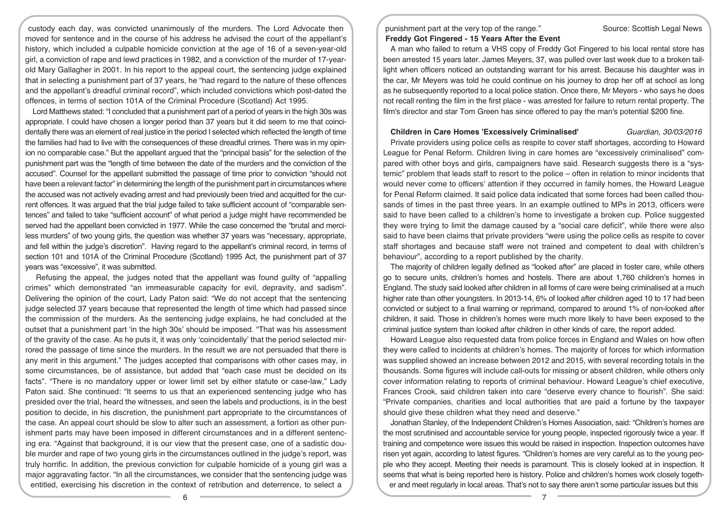custody each day, was convicted unanimously of the murders. The Lord Advocate then moved for sentence and in the course of his address he advised the court of the appellant's history, which included a culpable homicide conviction at the age of 16 of a seven-year-old girl, a conviction of rape and lewd practices in 1982, and a conviction of the murder of 17-year-old Mary Gallagher in 2001. In his report to the appeal court, the sentencing judge explained that in selecting a punishment part of 37 years, he "had regard to the nature of these offences and the appellant's dreadful criminal record", which included convictions which post-dated the offences, in terms of section 101A of the Criminal Procedure (Scotland) Act 1995.

Lord Matthews stated: "I concluded that a punishment part of a period of years in the high 30s was appropriate. I could have chosen a longer period than 37 years but it did seem to me that coincidentally there was an element of real justice in the period I selected which reflected the length of time the families had had to live with the consequences of these dreadful crimes. There was in my opinion no comparable case." But the appellant argued that the "principal basis" for the selection of the punishment part was the "length of time between the date of the murders and the conviction of the accused". Counsel for the appellant submitted the passage of time prior to conviction "should not have been a relevant factor" in determining the length of the punishment part in circumstances where the accused was not actively evading arrest and had previously been tried and acquitted for the current offences. It was argued that the trial judge failed to take sufficient account of "comparable sentences" and failed to take "sufficient account" of what period a judge might have recommended be served had the appellant been convicted in 1977. While the case concerned the "brutal and merciless murders" of two young girls, the question was whether 37 years was "necessary, appropriate, and fell within the judge's discretion". Having regard to the appellant's criminal record, in terms of section 101 and 101A of the Criminal Procedure (Scotland) 1995 Act, the punishment part of 37 years was "excessive", it was submitted.

Refusing the appeal, the judges noted that the appellant was found guilty of "appalling crimes" which demonstrated "an immeasurable capacity for evil, depravity, and sadism". Delivering the opinion of the court, Lady Paton said: "We do not accept that the sentencing judge selected 37 years because that represented the length of time which had passed since the commission of the murders. As the sentencing judge explains, he had concluded at the outset that a punishment part 'in the high 30s' should be imposed. "That was his assessment of the gravity of the case. As he puts it, it was only 'coincidentally' that the period selected mirrored the passage of time since the murders. In the result we are not persuaded that there is any merit in this argument." The judges accepted that comparisons with other cases may, in some circumstances, be of assistance, but added that "each case must be decided on its facts". "There is no mandatory upper or lower limit set by either statute or case-law," Lady Paton said. She continued: "It seems to us that an experienced sentencing judge who has presided over the trial, heard the witnesses, and seen the labels and productions, is in the best position to decide, in his discretion, the punishment part appropriate to the circumstances of the case. An appeal court should be slow to alter such an assessment, a fortiori as other punishment parts may have been imposed in different circumstances and in a different sentencing era. "Against that background, it is our view that the present case, one of a sadistic double murder and rape of two young girls in the circumstances outlined in the judge's report, was truly horrific. In addition, the previous conviction for culpable homicide of a young girl was a major aggravating factor. "In all the circumstances, we consider that the sentencing judge was entitled, exercising his discretion in the context of retribution and deterrence, to select a punishment part at the very top of the range." Source: Scottish Legal News

**Freddy Got Fingered - 15 Years After the Event**

A man who failed to return a VHS copy of Freddy Got Fingered to his local rental store has been arrested 15 years later. James Meyers, 37, was pulled over last week due to a broken taillight when officers noticed an outstanding warrant for his arrest. Because his daughter was in the car, Mr Meyers was told he could continue on his journey to drop her off at school as long as he subsequently reported to a local police station. Once there, Mr Meyers - who says he does not recall renting the film in the first place - was arrested for failure to return rental property. The film's director and star Tom Green has since offered to pay the man's potential $200 fine.

**Children in Care Homes 'Excessively Criminalised'** *Guardian, 30/03/2016*

Private providers using police cells as respite to cover staff shortages, according to Howard League for Penal Reform. Children living in care homes are "excessively criminalised" compared with other boys and girls, campaigners have said. Research suggests there is a "systemic" problem that leads staff to resort to the police – often in relation to minor incidents that would never come to officers' attention if they occurred in family homes, the Howard League for Penal Reform claimed. It said police data indicated that some forces had been called thousands of times in the past three years. In an example outlined to MPs in 2013, officers were said to have been called to a children's home to investigate a broken cup. Police suggested they were trying to limit the damage caused by a "social care deficit", while there were also said to have been claims that private providers "were using the police cells as respite to cover staff shortages and because staff were not trained and competent to deal with children's behaviour", according to a report published by the charity.

The majority of children legally defined as "looked after" are placed in foster care, while others go to secure units, children's homes and hostels. There are about 1,760 children's homes in England. The study said looked after children in all forms of care were being criminalised at a much higher rate than other youngsters. In 2013-14, 6% of looked after children aged 10 to 17 had been convicted or subject to a final warning or reprimand, compared to around 1% of non-looked after children, it said. Those in children's homes were much more likely to have been exposed to the criminal justice system than looked after children in other kinds of care, the report added.

Howard League also requested data from police forces in England and Wales on how often they were called to incidents at children's homes. The majority of forces for which information was supplied showed an increase between 2012 and 2015, with several recording totals in the thousands. Some figures will include call-outs for missing or absent children, while others only cover information relating to reports of criminal behaviour. Howard League's chief executive, Frances Crook, said children taken into care "deserve every chance to flourish". She said: "Private companies, charities and local authorities that are paid a fortune by the taxpayer should give these children what they need and deserve."

Jonathan Stanley, of the Independent Children's Homes Association, said: "Children's homes are the most scrutinised and accountable service for young people, inspected rigorously twice a year. If training and competence were issues this would be raised in inspection. Inspection outcomes have risen yet again, according to latest figures. "Children's homes are very careful as to the young people who they accept. Meeting their needs is paramount. This is closely looked at in inspection. It seems that what is being reported here is history. Police and children's homes work closely together and meet regularly in local areas. That's not to say there aren't some particular issues but this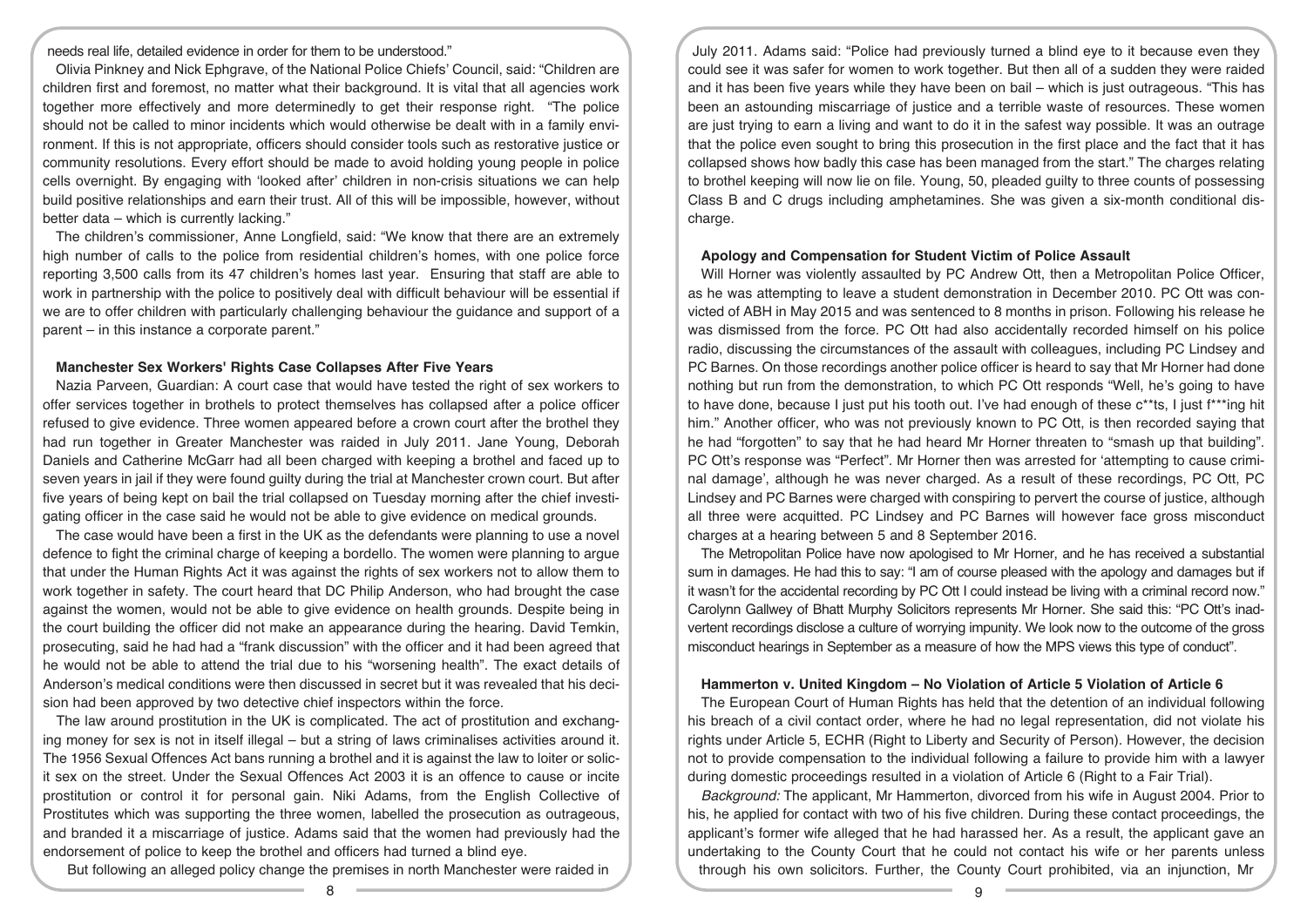needs real life, detailed evidence in order for them to be understood."

Olivia Pinkney and Nick Ephgrave, of the National Police Chiefs' Council, said: "Children are children first and foremost, no matter what their background. It is vital that all agencies work together more effectively and more determinedly to get their response right. "The police should not be called to minor incidents which would otherwise be dealt with in a family environment. If this is not appropriate, officers should consider tools such as restorative justice or community resolutions. Every effort should be made to avoid holding young people in police cells overnight. By engaging with 'looked after' children in non-crisis situations we can help build positive relationships and earn their trust. All of this will be impossible, however, without better data – which is currently lacking."

The children's commissioner, Anne Longfield, said: "We know that there are an extremely high number of calls to the police from residential children's homes, with one police force reporting 3,500 calls from its 47 children's homes last year. Ensuring that staff are able to work in partnership with the police to positively deal with difficult behaviour will be essential if we are to offer children with particularly challenging behaviour the guidance and support of a parent – in this instance a corporate parent."

### Manchester Sex Workers' Rights Case Collapses After Five Years

Nazia Parveen, Guardian: A court case that would have tested the right of sex workers to offer services together in brothels to protect themselves has collapsed after a police officer refused to give evidence. Three women appeared before a crown court after the brothel they had run together in Greater Manchester was raided in July 2011. Jane Young, Deborah Daniels and Catherine McGarr had all been charged with keeping a brothel and faced up to seven years in jail if they were found guilty during the trial at Manchester crown court. But after five years of being kept on bail the trial collapsed on Tuesday morning after the chief investigating officer in the case said he would not be able to give evidence on medical grounds.

The case would have been a first in the UK as the defendants were planning to use a novel defence to fight the criminal charge of keeping a bordello. The women were planning to argue that under the Human Rights Act it was against the rights of sex workers not to allow them to work together in safety. The court heard that DC Philip Anderson, who had brought the case against the women, would not be able to give evidence on health grounds. Despite being in the court building the officer did not make an appearance during the hearing. David Temkin, prosecuting, said he had had a "frank discussion" with the officer and it had been agreed that he would not be able to attend the trial due to his "worsening health". The exact details of Anderson's medical conditions were then discussed in secret but it was revealed that his decision had been approved by two detective chief inspectors within the force.

The law around prostitution in the UK is complicated. The act of prostitution and exchanging money for sex is not in itself illegal – but a string of laws criminalises activities around it. The 1956 Sexual Offences Act bans running a brothel and it is against the law to loiter or solicit sex on the street. Under the Sexual Offences Act 2003 it is an offence to cause or incite prostitution or control it for personal gain. Niki Adams, from the English Collective of Prostitutes which was supporting the three women, labelled the prosecution as outrageous, and branded it a miscarriage of justice. Adams said that the women had previously had the endorsement of police to keep the brothel and officers had turned a blind eye.

But following an alleged policy change the premises in north Manchester were raided in July 2011. Adams said: "Police had previously turned a blind eye to it because even they could see it was safer for women to work together. But then all of a sudden they were raided and it has been five years while they have been on bail – which is just outrageous. "This has been an astounding miscarriage of justice and a terrible waste of resources. These women are just trying to earn a living and want to do it in the safest way possible. It was an outrage that the police even sought to bring this prosecution in the first place and the fact that it has collapsed shows how badly this case has been managed from the start." The charges relating to brothel keeping will now lie on file. Young, 50, pleaded guilty to three counts of possessing Class B and C drugs including amphetamines. She was given a six-month conditional discharge.

### Apology and Compensation for Student Victim of Police Assault

Will Horner was violently assaulted by PC Andrew Ott, then a Metropolitan Police Officer, as he was attempting to leave a student demonstration in December 2010. PC Ott was convicted of ABH in May 2015 and was sentenced to 8 months in prison. Following his release he was dismissed from the force. PC Ott had also accidentally recorded himself on his police radio, discussing the circumstances of the assault with colleagues, including PC Lindsey and PC Barnes. On those recordings another police officer is heard to say that Mr Horner had done nothing but run from the demonstration, to which PC Ott responds "Well, he's going to have to have done, because I just put his tooth out. I've had enough of these c**ts, I just f***ing hit him." Another officer, who was not previously known to PC Ott, is then recorded saying that he had "forgotten" to say that he had heard Mr Horner threaten to "smash up that building". PC Ott's response was "Perfect". Mr Horner then was arrested for 'attempting to cause criminal damage', although he was never charged. As a result of these recordings, PC Ott, PC Lindsey and PC Barnes were charged with conspiring to pervert the course of justice, although all three were acquitted. PC Lindsey and PC Barnes will however face gross misconduct charges at a hearing between 5 and 8 September 2016.

The Metropolitan Police have now apologised to Mr Horner, and he has received a substantial sum in damages. He had this to say: "I am of course pleased with the apology and damages but if it wasn't for the accidental recording by PC Ott I could instead be living with a criminal record now." Carolynn Gallwey of Bhatt Murphy Solicitors represents Mr Horner. She said this: "PC Ott's inadvertent recordings disclose a culture of worrying impunity. We look now to the outcome of the gross misconduct hearings in September as a measure of how the MPS views this type of conduct".

### Hammerton v. United Kingdom – No Violation of Article 5 Violation of Article 6

The European Court of Human Rights has held that the detention of an individual following his breach of a civil contact order, where he had no legal representation, did not violate his rights under Article 5, ECHR (Right to Liberty and Security of Person). However, the decision not to provide compensation to the individual following a failure to provide him with a lawyer during domestic proceedings resulted in a violation of Article 6 (Right to a Fair Trial).

*Background:* The applicant, Mr Hammerton, divorced from his wife in August 2004. Prior to his, he applied for contact with two of his five children. During these contact proceedings, the applicant's former wife alleged that he had harassed her. As a result, the applicant gave an undertaking to the County Court that he could not contact his wife or her parents unless through his own solicitors. Further, the County Court prohibited, via an injunction, Mr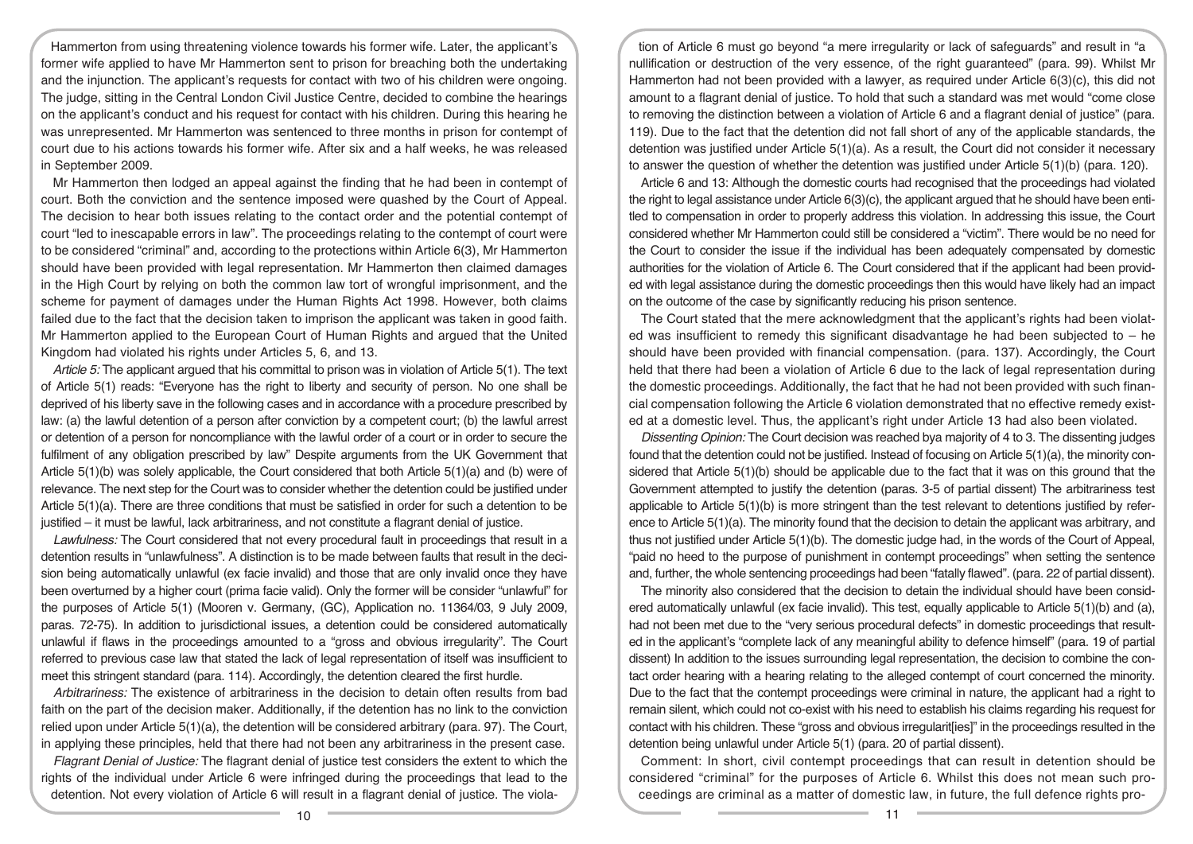Hammerton from using threatening violence towards his former wife. Later, the applicant's former wife applied to have Mr Hammerton sent to prison for breaching both the undertaking and the injunction. The applicant's requests for contact with two of his children were ongoing. The judge, sitting in the Central London Civil Justice Centre, decided to combine the hearings on the applicant's conduct and his request for contact with his children. During this hearing he was unrepresented. Mr Hammerton was sentenced to three months in prison for contempt of court due to his actions towards his former wife. After six and a half weeks, he was released in September 2009.

Mr Hammerton then lodged an appeal against the finding that he had been in contempt of court. Both the conviction and the sentence imposed were quashed by the Court of Appeal. The decision to hear both issues relating to the contact order and the potential contempt of court "led to inescapable errors in law". The proceedings relating to the contempt of court were to be considered "criminal" and, according to the protections within Article 6(3), Mr Hammerton should have been provided with legal representation. Mr Hammerton then claimed damages in the High Court by relying on both the common law tort of wrongful imprisonment, and the scheme for payment of damages under the Human Rights Act 1998. However, both claims failed due to the fact that the decision taken to imprison the applicant was taken in good faith. Mr Hammerton applied to the European Court of Human Rights and argued that the United Kingdom had violated his rights under Articles 5, 6, and 13.

*Article 5:* The applicant argued that his committal to prison was in violation of Article 5(1). The text of Article 5(1) reads: "Everyone has the right to liberty and security of person. No one shall be deprived of his liberty save in the following cases and in accordance with a procedure prescribed by law: (a) the lawful detention of a person after conviction by a competent court; (b) the lawful arrest or detention of a person for noncompliance with the lawful order of a court or in order to secure the fulfilment of any obligation prescribed by law" Despite arguments from the UK Government that Article 5(1)(b) was solely applicable, the Court considered that both Article 5(1)(a) and (b) were of relevance. The next step for the Court was to consider whether the detention could be justified under Article 5(1)(a). There are three conditions that must be satisfied in order for such a detention to be justified – it must be lawful, lack arbitrariness, and not constitute a flagrant denial of justice.

*Lawfulness:* The Court considered that not every procedural fault in proceedings that result in a detention results in "unlawfulness". A distinction is to be made between faults that result in the decision being automatically unlawful (ex facie invalid) and those that are only invalid once they have been overturned by a higher court (prima facie valid). Only the former will be consider "unlawful" for the purposes of Article 5(1) (Mooren v. Germany, (GC), Application no. 11364/03, 9 July 2009, paras. 72-75). In addition to jurisdictional issues, a detention could be considered automatically unlawful if flaws in the proceedings amounted to a "gross and obvious irregularity". The Court referred to previous case law that stated the lack of legal representation of itself was insufficient to meet this stringent standard (para. 114). Accordingly, the detention cleared the first hurdle.

*Arbitrariness:* The existence of arbitrariness in the decision to detain often results from bad faith on the part of the decision maker. Additionally, if the detention has no link to the conviction relied upon under Article 5(1)(a), the detention will be considered arbitrary (para. 97). The Court, in applying these principles, held that there had not been any arbitrariness in the present case.

*Flagrant Denial of Justice:* The flagrant denial of justice test considers the extent to which the rights of the individual under Article 6 were infringed during the proceedings that lead to the detention. Not every violation of Article 6 will result in a flagrant denial of justice. The violation of Article 6 must go beyond "a mere irregularity or lack of safeguards" and result in "a nullification or destruction of the very essence, of the right guaranteed" (para. 99). Whilst Mr Hammerton had not been provided with a lawyer, as required under Article 6(3)(c), this did not amount to a flagrant denial of justice. To hold that such a standard was met would "come close to removing the distinction between a violation of Article 6 and a flagrant denial of justice" (para. 119). Due to the fact that the detention did not fall short of any of the applicable standards, the detention was justified under Article 5(1)(a). As a result, the Court did not consider it necessary to answer the question of whether the detention was justified under Article 5(1)(b) (para. 120).

Article 6 and 13: Although the domestic courts had recognised that the proceedings had violated the right to legal assistance under Article 6(3)(c), the applicant argued that he should have been entitled to compensation in order to properly address this violation. In addressing this issue, the Court considered whether Mr Hammerton could still be considered a "victim". There would be no need for the Court to consider the issue if the individual has been adequately compensated by domestic authorities for the violation of Article 6. The Court considered that if the applicant had been provided with legal assistance during the domestic proceedings then this would have likely had an impact on the outcome of the case by significantly reducing his prison sentence.

The Court stated that the mere acknowledgment that the applicant's rights had been violated was insufficient to remedy this significant disadvantage he had been subjected to – he should have been provided with financial compensation. (para. 137). Accordingly, the Court held that there had been a violation of Article 6 due to the lack of legal representation during the domestic proceedings. Additionally, the fact that he had not been provided with such financial compensation following the Article 6 violation demonstrated that no effective remedy existed at a domestic level. Thus, the applicant's right under Article 13 had also been violated.

*Dissenting Opinion:* The Court decision was reached bya majority of 4 to 3. The dissenting judges found that the detention could not be justified. Instead of focusing on Article 5(1)(a), the minority considered that Article 5(1)(b) should be applicable due to the fact that it was on this ground that the Government attempted to justify the detention (paras. 3-5 of partial dissent) The arbitrariness test applicable to Article 5(1)(b) is more stringent than the test relevant to detentions justified by reference to Article 5(1)(a). The minority found that the decision to detain the applicant was arbitrary, and thus not justified under Article 5(1)(b). The domestic judge had, in the words of the Court of Appeal, "paid no heed to the purpose of punishment in contempt proceedings" when setting the sentence and, further, the whole sentencing proceedings had been "fatally flawed". (para. 22 of partial dissent).

The minority also considered that the decision to detain the individual should have been considered automatically unlawful (ex facie invalid). This test, equally applicable to Article 5(1)(b) and (a), had not been met due to the "very serious procedural defects" in domestic proceedings that resulted in the applicant's "complete lack of any meaningful ability to defence himself" (para. 19 of partial dissent) In addition to the issues surrounding legal representation, the decision to combine the contact order hearing with a hearing relating to the alleged contempt of court concerned the minority. Due to the fact that the contempt proceedings were criminal in nature, the applicant had a right to remain silent, which could not co-exist with his need to establish his claims regarding his request for contact with his children. These "gross and obvious irregularit[ies]" in the proceedings resulted in the detention being unlawful under Article 5(1) (para. 20 of partial dissent).

Comment: In short, civil contempt proceedings that can result in detention should be considered "criminal" for the purposes of Article 6. Whilst this does not mean such proceedings are criminal as a matter of domestic law, in future, the full defence rights pro-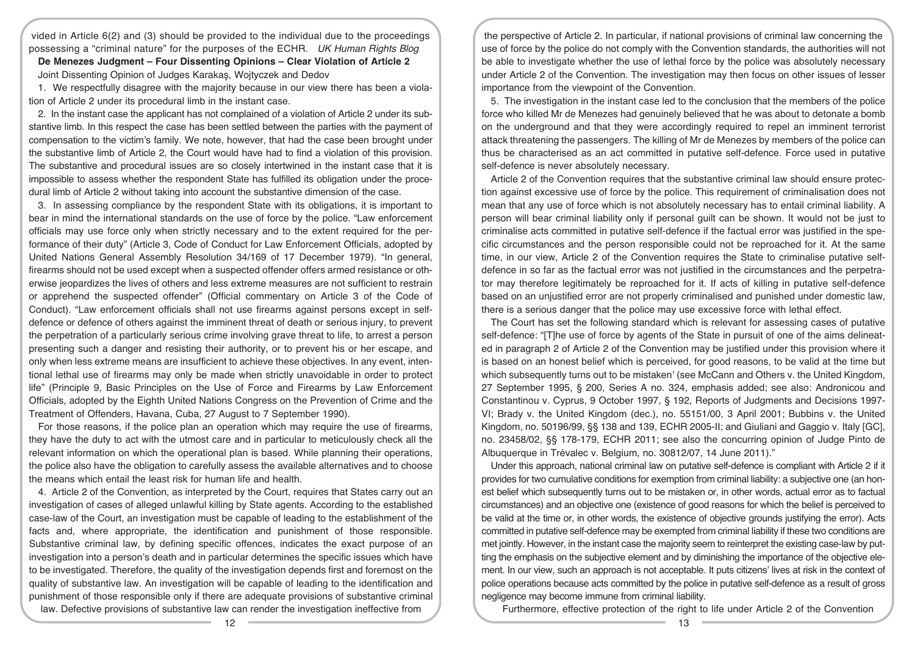vided in Article 6(2) and (3) should be provided to the individual due to the proceedings possessing a "criminal nature" for the purposes of the ECHR. *UK Human Rights Blog*

**De Menezes Judgment – Four Dissenting Opinions – Clear Violation of Article 2**

Joint Dissenting Opinion of Judges Karakaş, Wojtyczek and Dedov

1. We respectfully disagree with the majority because in our view there has been a violation of Article 2 under its procedural limb in the instant case.

2. In the instant case the applicant has not complained of a violation of Article 2 under its substantive limb. In this respect the case has been settled between the parties with the payment of compensation to the victim's family. We note, however, that had the case been brought under the substantive limb of Article 2, the Court would have had to find a violation of this provision. The substantive and procedural issues are so closely intertwined in the instant case that it is impossible to assess whether the respondent State has fulfilled its obligation under the procedural limb of Article 2 without taking into account the substantive dimension of the case.

3. In assessing compliance by the respondent State with its obligations, it is important to bear in mind the international standards on the use of force by the police. "Law enforcement officials may use force only when strictly necessary and to the extent required for the performance of their duty" (Article 3, Code of Conduct for Law Enforcement Officials, adopted by United Nations General Assembly Resolution 34/169 of 17 December 1979). "In general, firearms should not be used except when a suspected offender offers armed resistance or otherwise jeopardizes the lives of others and less extreme measures are not sufficient to restrain or apprehend the suspected offender" (Official commentary on Article 3 of the Code of Conduct). "Law enforcement officials shall not use firearms against persons except in self-defence or defence of others against the imminent threat of death or serious injury, to prevent the perpetration of a particularly serious crime involving grave threat to life, to arrest a person presenting such a danger and resisting their authority, or to prevent his or her escape, and only when less extreme means are insufficient to achieve these objectives. In any event, intentional lethal use of firearms may only be made when strictly unavoidable in order to protect life" (Principle 9, Basic Principles on the Use of Force and Firearms by Law Enforcement Officials, adopted by the Eighth United Nations Congress on the Prevention of Crime and the Treatment of Offenders, Havana, Cuba, 27 August to 7 September 1990).

For those reasons, if the police plan an operation which may require the use of firearms, they have the duty to act with the utmost care and in particular to meticulously check all the relevant information on which the operational plan is based. While planning their operations, the police also have the obligation to carefully assess the available alternatives and to choose the means which entail the least risk for human life and health.

4. Article 2 of the Convention, as interpreted by the Court, requires that States carry out an investigation of cases of alleged unlawful killing by State agents. According to the established case-law of the Court, an investigation must be capable of leading to the establishment of the facts and, where appropriate, the identification and punishment of those responsible. Substantive criminal law, by defining specific offences, indicates the exact purpose of an investigation into a person's death and in particular determines the specific issues which have to be investigated. Therefore, the quality of the investigation depends first and foremost on the quality of substantive law. An investigation will be capable of leading to the identification and punishment of those responsible only if there are adequate provisions of substantive criminal law. Defective provisions of substantive law can render the investigation ineffective from the perspective of Article 2. In particular, if national provisions of criminal law concerning the use of force by the police do not comply with the Convention standards, the authorities will not be able to investigate whether the use of lethal force by the police was absolutely necessary under Article 2 of the Convention. The investigation may then focus on other issues of lesser importance from the viewpoint of the Convention.

5. The investigation in the instant case led to the conclusion that the members of the police force who killed Mr de Menezes had genuinely believed that he was about to detonate a bomb on the underground and that they were accordingly required to repel an imminent terrorist attack threatening the passengers. The killing of Mr de Menezes by members of the police can thus be characterised as an act committed in putative self-defence. Force used in putative self-defence is never absolutely necessary.

Article 2 of the Convention requires that the substantive criminal law should ensure protection against excessive use of force by the police. This requirement of criminalisation does not mean that any use of force which is not absolutely necessary has to entail criminal liability. A person will bear criminal liability only if personal guilt can be shown. It would not be just to criminalise acts committed in putative self-defence if the factual error was justified in the specific circumstances and the person responsible could not be reproached for it. At the same time, in our view, Article 2 of the Convention requires the State to criminalise putative self-defence in so far as the factual error was not justified in the circumstances and the perpetrator may therefore legitimately be reproached for it. If acts of killing in putative self-defence based on an unjustified error are not properly criminalised and punished under domestic law, there is a serious danger that the police may use excessive force with lethal effect.

The Court has set the following standard which is relevant for assessing cases of putative self-defence: "[T]he use of force by agents of the State in pursuit of one of the aims delineated in paragraph 2 of Article 2 of the Convention may be justified under this provision where it is based on an honest belief which is perceived, for good reasons, to be valid at the time but which subsequently turns out to be mistaken' (see McCann and Others v. the United Kingdom, 27 September 1995, § 200, Series A no. 324, emphasis added; see also: Andronicou and Constantinou v. Cyprus, 9 October 1997, § 192, Reports of Judgments and Decisions 1997-VI; Brady v. the United Kingdom (dec.), no. 55151/00, 3 April 2001; Bubbins v. the United Kingdom, no. 50196/99, §§ 138 and 139, ECHR 2005-II; and Giuliani and Gaggio v. Italy [GC], no. 23458/02, §§ 178-179, ECHR 2011; see also the concurring opinion of Judge Pinto de Albuquerque in Trévalec v. Belgium, no. 30812/07, 14 June 2011)."

Under this approach, national criminal law on putative self-defence is compliant with Article 2 if it provides for two cumulative conditions for exemption from criminal liability: a subjective one (an honest belief which subsequently turns out to be mistaken or, in other words, actual error as to factual circumstances) and an objective one (existence of good reasons for which the belief is perceived to be valid at the time or, in other words, the existence of objective grounds justifying the error). Acts committed in putative self-defence may be exempted from criminal liability if these two conditions are met jointly. However, in the instant case the majority seem to reinterpret the existing case-law by putting the emphasis on the subjective element and by diminishing the importance of the objective element. In our view, such an approach is not acceptable. It puts citizens' lives at risk in the context of police operations because acts committed by the police in putative self-defence as a result of gross negligence may become immune from criminal liability.

Furthermore, effective protection of the right to life under Article 2 of the Convention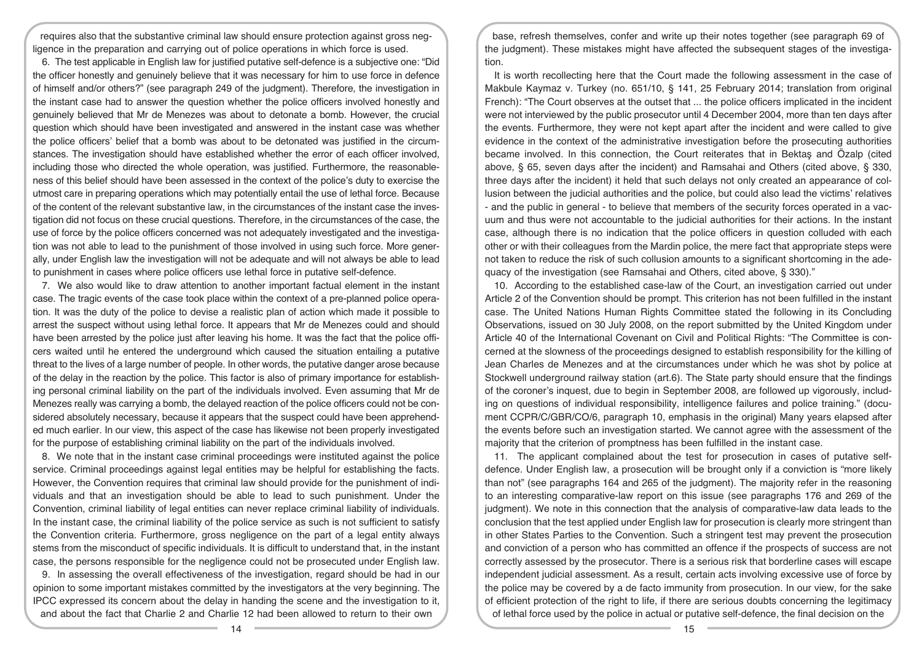requires also that the substantive criminal law should ensure protection against gross negligence in the preparation and carrying out of police operations in which force is used.

6. The test applicable in English law for justified putative self-defence is a subjective one: "Did the officer honestly and genuinely believe that it was necessary for him to use force in defence of himself and/or others?" (see paragraph 249 of the judgment). Therefore, the investigation in the instant case had to answer the question whether the police officers involved honestly and genuinely believed that Mr de Menezes was about to detonate a bomb. However, the crucial question which should have been investigated and answered in the instant case was whether the police officers' belief that a bomb was about to be detonated was justified in the circumstances. The investigation should have established whether the error of each officer involved, including those who directed the whole operation, was justified. Furthermore, the reasonableness of this belief should have been assessed in the context of the police's duty to exercise the utmost care in preparing operations which may potentially entail the use of lethal force. Because of the content of the relevant substantive law, in the circumstances of the instant case the investigation did not focus on these crucial questions. Therefore, in the circumstances of the case, the use of force by the police officers concerned was not adequately investigated and the investigation was not able to lead to the punishment of those involved in using such force. More generally, under English law the investigation will not be adequate and will not always be able to lead to punishment in cases where police officers use lethal force in putative self-defence.

7. We also would like to draw attention to another important factual element in the instant case. The tragic events of the case took place within the context of a pre-planned police operation. It was the duty of the police to devise a realistic plan of action which made it possible to arrest the suspect without using lethal force. It appears that Mr de Menezes could and should have been arrested by the police just after leaving his home. It was the fact that the police officers waited until he entered the underground which caused the situation entailing a putative threat to the lives of a large number of people. In other words, the putative danger arose because of the delay in the reaction by the police. This factor is also of primary importance for establishing personal criminal liability on the part of the individuals involved. Even assuming that Mr de Menezes really was carrying a bomb, the delayed reaction of the police officers could not be considered absolutely necessary, because it appears that the suspect could have been apprehended much earlier. In our view, this aspect of the case has likewise not been properly investigated for the purpose of establishing criminal liability on the part of the individuals involved.

8. We note that in the instant case criminal proceedings were instituted against the police service. Criminal proceedings against legal entities may be helpful for establishing the facts. However, the Convention requires that criminal law should provide for the punishment of individuals and that an investigation should be able to lead to such punishment. Under the Convention, criminal liability of legal entities can never replace criminal liability of individuals. In the instant case, the criminal liability of the police service as such is not sufficient to satisfy the Convention criteria. Furthermore, gross negligence on the part of a legal entity always stems from the misconduct of specific individuals. It is difficult to understand that, in the instant case, the persons responsible for the negligence could not be prosecuted under English law.

9. In assessing the overall effectiveness of the investigation, regard should be had in our opinion to some important mistakes committed by the investigators at the very beginning. The IPCC expressed its concern about the delay in handing the scene and the investigation to it, and about the fact that Charlie 2 and Charlie 12 had been allowed to return to their own base, refresh themselves, confer and write up their notes together (see paragraph 69 of the judgment). These mistakes might have affected the subsequent stages of the investigation.

It is worth recollecting here that the Court made the following assessment in the case of Makbule Kaymaz v. Turkey (no. 651/10, § 141, 25 February 2014; translation from original French): "The Court observes at the outset that ... the police officers implicated in the incident were not interviewed by the public prosecutor until 4 December 2004, more than ten days after the events. Furthermore, they were not kept apart after the incident and were called to give evidence in the context of the administrative investigation before the prosecuting authorities became involved. In this connection, the Court reiterates that in Bektaş and Özalp (cited above, § 65, seven days after the incident) and Ramsahai and Others (cited above, § 330, three days after the incident) it held that such delays not only created an appearance of collusion between the judicial authorities and the police, but could also lead the victims' relatives - and the public in general - to believe that members of the security forces operated in a vacuum and thus were not accountable to the judicial authorities for their actions. In the instant case, although there is no indication that the police officers in question colluded with each other or with their colleagues from the Mardin police, the mere fact that appropriate steps were not taken to reduce the risk of such collusion amounts to a significant shortcoming in the adequacy of the investigation (see Ramsahai and Others, cited above, § 330)."

10. According to the established case-law of the Court, an investigation carried out under Article 2 of the Convention should be prompt. This criterion has not been fulfilled in the instant case. The United Nations Human Rights Committee stated the following in its Concluding Observations, issued on 30 July 2008, on the report submitted by the United Kingdom under Article 40 of the International Covenant on Civil and Political Rights: "The Committee is concerned at the slowness of the proceedings designed to establish responsibility for the killing of Jean Charles de Menezes and at the circumstances under which he was shot by police at Stockwell underground railway station (art.6). The State party should ensure that the findings of the coroner's inquest, due to begin in September 2008, are followed up vigorously, including on questions of individual responsibility, intelligence failures and police training." (document CCPR/C/GBR/CO/6, paragraph 10, emphasis in the original) Many years elapsed after the events before such an investigation started. We cannot agree with the assessment of the majority that the criterion of promptness has been fulfilled in the instant case.

11. The applicant complained about the test for prosecution in cases of putative self-defence. Under English law, a prosecution will be brought only if a conviction is "more likely than not" (see paragraphs 164 and 265 of the judgment). The majority refer in the reasoning to an interesting comparative-law report on this issue (see paragraphs 176 and 269 of the judgment). We note in this connection that the analysis of comparative-law data leads to the conclusion that the test applied under English law for prosecution is clearly more stringent than in other States Parties to the Convention. Such a stringent test may prevent the prosecution and conviction of a person who has committed an offence if the prospects of success are not correctly assessed by the prosecutor. There is a serious risk that borderline cases will escape independent judicial assessment. As a result, certain acts involving excessive use of force by the police may be covered by a de facto immunity from prosecution. In our view, for the sake of efficient protection of the right to life, if there are serious doubts concerning the legitimacy of lethal force used by the police in actual or putative self-defence, the final decision on the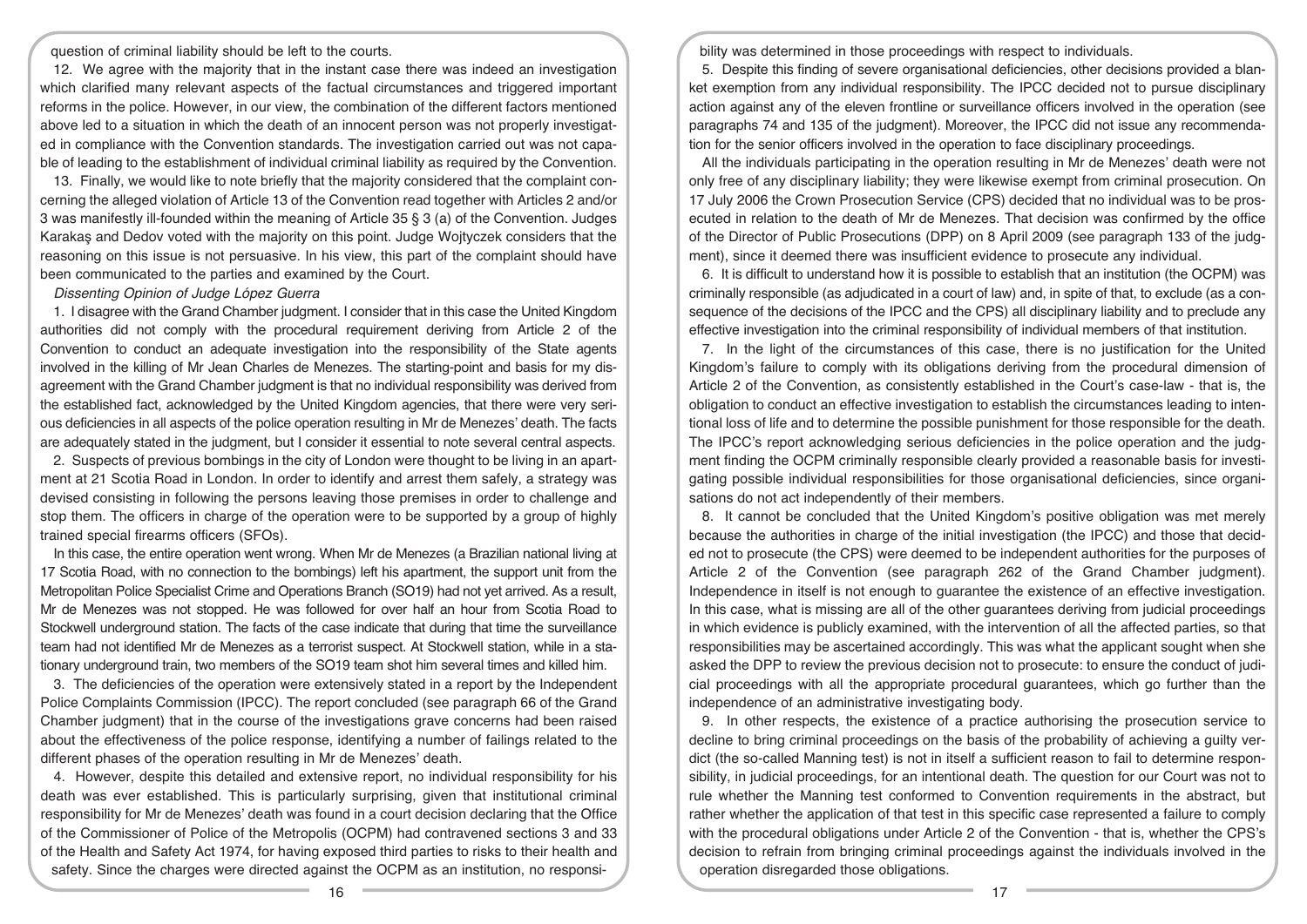question of criminal liability should be left to the courts.

12. We agree with the majority that in the instant case there was indeed an investigation which clarified many relevant aspects of the factual circumstances and triggered important reforms in the police. However, in our view, the combination of the different factors mentioned above led to a situation in which the death of an innocent person was not properly investigated in compliance with the Convention standards. The investigation carried out was not capable of leading to the establishment of individual criminal liability as required by the Convention.

13. Finally, we would like to note briefly that the majority considered that the complaint concerning the alleged violation of Article 13 of the Convention read together with Articles 2 and/or 3 was manifestly ill-founded within the meaning of Article 35 § 3 (a) of the Convention. Judges Karakaş and Dedov voted with the majority on this point. Judge Wojtyczek considers that the reasoning on this issue is not persuasive. In his view, this part of the complaint should have been communicated to the parties and examined by the Court.

*Dissenting Opinion of Judge López Guerra*

1. I disagree with the Grand Chamber judgment. I consider that in this case the United Kingdom authorities did not comply with the procedural requirement deriving from Article 2 of the Convention to conduct an adequate investigation into the responsibility of the State agents involved in the killing of Mr Jean Charles de Menezes. The starting-point and basis for my disagreement with the Grand Chamber judgment is that no individual responsibility was derived from the established fact, acknowledged by the United Kingdom agencies, that there were very serious deficiencies in all aspects of the police operation resulting in Mr de Menezes' death. The facts are adequately stated in the judgment, but I consider it essential to note several central aspects.

2. Suspects of previous bombings in the city of London were thought to be living in an apartment at 21 Scotia Road in London. In order to identify and arrest them safely, a strategy was devised consisting in following the persons leaving those premises in order to challenge and stop them. The officers in charge of the operation were to be supported by a group of highly trained special firearms officers (SFOs).

In this case, the entire operation went wrong. When Mr de Menezes (a Brazilian national living at 17 Scotia Road, with no connection to the bombings) left his apartment, the support unit from the Metropolitan Police Specialist Crime and Operations Branch (SO19) had not yet arrived. As a result, Mr de Menezes was not stopped. He was followed for over half an hour from Scotia Road to Stockwell underground station. The facts of the case indicate that during that time the surveillance team had not identified Mr de Menezes as a terrorist suspect. At Stockwell station, while in a stationary underground train, two members of the SO19 team shot him several times and killed him.

3. The deficiencies of the operation were extensively stated in a report by the Independent Police Complaints Commission (IPCC). The report concluded (see paragraph 66 of the Grand Chamber judgment) that in the course of the investigations grave concerns had been raised about the effectiveness of the police response, identifying a number of failings related to the different phases of the operation resulting in Mr de Menezes' death.

4. However, despite this detailed and extensive report, no individual responsibility for his death was ever established. This is particularly surprising, given that institutional criminal responsibility for Mr de Menezes' death was found in a court decision declaring that the Office of the Commissioner of Police of the Metropolis (OCPM) had contravened sections 3 and 33 of the Health and Safety Act 1974, for having exposed third parties to risks to their health and safety. Since the charges were directed against the OCPM as an institution, no responsibility was determined in those proceedings with respect to individuals.

5. Despite this finding of severe organisational deficiencies, other decisions provided a blanket exemption from any individual responsibility. The IPCC decided not to pursue disciplinary action against any of the eleven frontline or surveillance officers involved in the operation (see paragraphs 74 and 135 of the judgment). Moreover, the IPCC did not issue any recommendation for the senior officers involved in the operation to face disciplinary proceedings.

All the individuals participating in the operation resulting in Mr de Menezes' death were not only free of any disciplinary liability; they were likewise exempt from criminal prosecution. On 17 July 2006 the Crown Prosecution Service (CPS) decided that no individual was to be prosecuted in relation to the death of Mr de Menezes. That decision was confirmed by the office of the Director of Public Prosecutions (DPP) on 8 April 2009 (see paragraph 133 of the judgment), since it deemed there was insufficient evidence to prosecute any individual.

6. It is difficult to understand how it is possible to establish that an institution (the OCPM) was criminally responsible (as adjudicated in a court of law) and, in spite of that, to exclude (as a consequence of the decisions of the IPCC and the CPS) all disciplinary liability and to preclude any effective investigation into the criminal responsibility of individual members of that institution.

7. In the light of the circumstances of this case, there is no justification for the United Kingdom's failure to comply with its obligations deriving from the procedural dimension of Article 2 of the Convention, as consistently established in the Court's case-law - that is, the obligation to conduct an effective investigation to establish the circumstances leading to intentional loss of life and to determine the possible punishment for those responsible for the death. The IPCC's report acknowledging serious deficiencies in the police operation and the judgment finding the OCPM criminally responsible clearly provided a reasonable basis for investigating possible individual responsibilities for those organisational deficiencies, since organisations do not act independently of their members.

8. It cannot be concluded that the United Kingdom's positive obligation was met merely because the authorities in charge of the initial investigation (the IPCC) and those that decided not to prosecute (the CPS) were deemed to be independent authorities for the purposes of Article 2 of the Convention (see paragraph 262 of the Grand Chamber judgment). Independence in itself is not enough to guarantee the existence of an effective investigation. In this case, what is missing are all of the other guarantees deriving from judicial proceedings in which evidence is publicly examined, with the intervention of all the affected parties, so that responsibilities may be ascertained accordingly. This was what the applicant sought when she asked the DPP to review the previous decision not to prosecute: to ensure the conduct of judicial proceedings with all the appropriate procedural guarantees, which go further than the independence of an administrative investigating body.

9. In other respects, the existence of a practice authorising the prosecution service to decline to bring criminal proceedings on the basis of the probability of achieving a guilty verdict (the so-called Manning test) is not in itself a sufficient reason to fail to determine responsibility, in judicial proceedings, for an intentional death. The question for our Court was not to rule whether the Manning test conformed to Convention requirements in the abstract, but rather whether the application of that test in this specific case represented a failure to comply with the procedural obligations under Article 2 of the Convention - that is, whether the CPS's decision to refrain from bringing criminal proceedings against the individuals involved in the operation disregarded those obligations.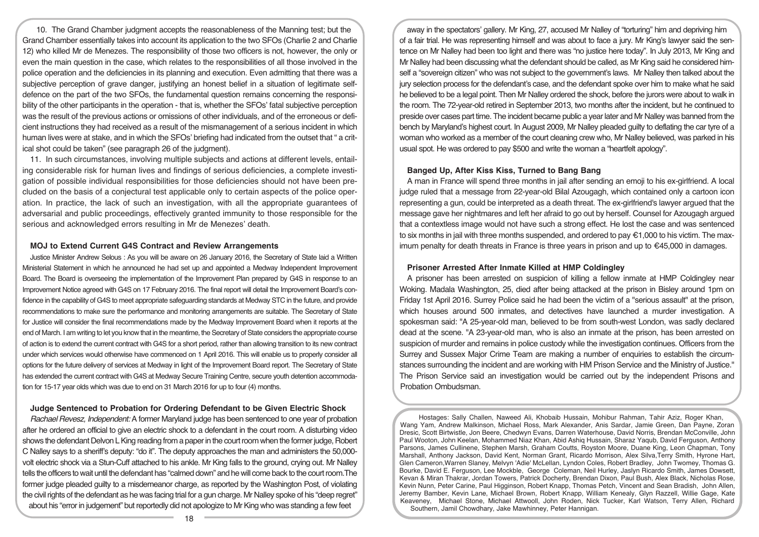10. The Grand Chamber judgment accepts the reasonableness of the Manning test; but the Grand Chamber essentially takes into account its application to the two SFOs (Charlie 2 and Charlie 12) who killed Mr de Menezes. The responsibility of those two officers is not, however, the only or even the main question in the case, which relates to the responsibilities of all those involved in the police operation and the deficiencies in its planning and execution. Even admitting that there was a subjective perception of grave danger, justifying an honest belief in a situation of legitimate self-defence on the part of the two SFOs, the fundamental question remains concerning the responsibility of the other participants in the operation - that is, whether the SFOs' fatal subjective perception was the result of the previous actions or omissions of other individuals, and of the erroneous or deficient instructions they had received as a result of the mismanagement of a serious incident in which human lives were at stake, and in which the SFOs' briefing had indicated from the outset that " a critical shot could be taken" (see paragraph 26 of the judgment).

11. In such circumstances, involving multiple subjects and actions at different levels, entailing considerable risk for human lives and findings of serious deficiencies, a complete investigation of possible individual responsibilities for those deficiencies should not have been precluded on the basis of a conjectural test applicable only to certain aspects of the police operation. In practice, the lack of such an investigation, with all the appropriate guarantees of adversarial and public proceedings, effectively granted immunity to those responsible for the serious and acknowledged errors resulting in Mr de Menezes' death.

### MOJ to Extend Current G4S Contract and Review Arrangements

Justice Minister Andrew Selous : As you will be aware on 26 January 2016, the Secretary of State laid a Written Ministerial Statement in which he announced he had set up and appointed a Medway Independent Improvement Board. The Board is overseeing the implementation of the Improvement Plan prepared by G4S in response to an Improvement Notice agreed with G4S on 17 February 2016. The final report will detail the Improvement Board's confidence in the capability of G4S to meet appropriate safeguarding standards at Medway STC in the future, and provide recommendations to make sure the performance and monitoring arrangements are suitable. The Secretary of State for Justice will consider the final recommendations made by the Medway Improvement Board when it reports at the end of March. I am writing to let you know that in the meantime, the Secretary of State considers the appropriate course of action is to extend the current contract with G4S for a short period, rather than allowing transition to its new contract under which services would otherwise have commenced on 1 April 2016. This will enable us to properly consider all options for the future delivery of services at Medway in light of the Improvement Board report. The Secretary of State has extended the current contract with G4S at Medway Secure Training Centre, secure youth detention accommodation for 15-17 year olds which was due to end on 31 March 2016 for up to four (4) months.

### Judge Sentenced to Probation for Ordering Defendant to be Given Electric Shock

*Rachael Revesz, Independent:* A former Maryland judge has been sentenced to one year of probation after he ordered an official to give an electric shock to a defendant in the court room. A disturbing video shows the defendant Delvon L King reading from a paper in the court room when the former judge, Robert C Nalley says to a sheriff's deputy: "do it". The deputy approaches the man and administers the 50,000-volt electric shock via a Stun-Cuff attached to his ankle. Mr King falls to the ground, crying out. Mr Nalley tells the officers to wait until the defendant has "calmed down" and he will come back to the court room. The former judge pleaded guilty to a misdemeanor charge, as reported by the Washington Post, of violating the civil rights of the defendant as he was facing trial for a gun charge. Mr Nalley spoke of his "deep regret" about his "error in judgement" but reportedly did not apologize to Mr King who was standing a few feet away in the spectators' gallery. Mr King, 27, accused Mr Nalley of "torturing" him and depriving him of a fair trial. He was representing himself and was about to face a jury. Mr King's lawyer said the sentence on Mr Nalley had been too light and there was "no justice here today". In July 2013, Mr King and Mr Nalley had been discussing what the defendant should be called, as Mr King said he considered himself a "sovereign citizen" who was not subject to the government's laws. Mr Nalley then talked about the jury selection process for the defendant's case, and the defendant spoke over him to make what he said he believed to be a legal point. Then Mr Nalley ordered the shock, before the jurors were about to walk in the room. The 72-year-old retired in September 2013, two months after the incident, but he continued to preside over cases part time. The incident became public a year later and Mr Nalley was banned from the bench by Maryland's highest court. In August 2009, Mr Nalley pleaded guilty to deflating the car tyre of a woman who worked as a member of the court cleaning crew who, Mr Nalley believed, was parked in his usual spot. He was ordered to pay $500 and write the woman a "heartfelt apology".

### Banged Up, After Kiss Kiss, Turned to Bang Bang

A man in France will spend three months in jail after sending an emoji to his ex-girlfriend. A local judge ruled that a message from 22-year-old Bilal Azougagh, which contained only a cartoon icon representing a gun, could be interpreted as a death threat. The ex-girlfriend's lawyer argued that the message gave her nightmares and left her afraid to go out by herself. Counsel for Azougagh argued that a contextless image would not have such a strong effect. He lost the case and was sentenced to six months in jail with three months suspended, and ordered to pay €1,000 to his victim. The maximum penalty for death threats in France is three years in prison and up to €45,000 in damages.

### Prisoner Arrested After Inmate Killed at HMP Coldingley

A prisoner has been arrested on suspicion of killing a fellow inmate at HMP Coldingley near Woking. Madala Washington, 25, died after being attacked at the prison in Bisley around 1pm on Friday 1st April 2016. Surrey Police said he had been the victim of a "serious assault" at the prison, which houses around 500 inmates, and detectives have launched a murder investigation. A spokesman said: "A 25-year-old man, believed to be from south-west London, was sadly declared dead at the scene. "A 23-year-old man, who is also an inmate at the prison, has been arrested on suspicion of murder and remains in police custody while the investigation continues. Officers from the Surrey and Sussex Major Crime Team are making a number of enquiries to establish the circumstances surrounding the incident and are working with HM Prison Service and the Ministry of Justice." The Prison Service said an investigation would be carried out by the independent Prisons and Probation Ombudsman.

Hostages: Sally Challen, Naweed Ali, Khobaib Hussain, Mohibur Rahman, Tahir Aziz, Roger Khan, Wang Yam, Andrew Malkinson, Michael Ross, Mark Alexander, Anis Sardar, Jamie Green, Dan Payne, Zoran Dresic, Scott Birtwistle, Jon Beere, Chedwyn Evans, Darren Waterhouse, David Norris, Brendan McConville, John Paul Wooton, John Keelan, Mohammed Niaz Khan, Abid Ashiq Hussain, Sharaz Yaqub, David Ferguson, Anthony Parsons, James Cullinene, Stephen Marsh, Graham Coutts, Royston Moore, Duane King, Leon Chapman, Tony Marshall, Anthony Jackson, David Kent, Norman Grant, Ricardo Morrison, Alex Silva,Terry Smith, Hyrone Hart, Glen Cameron,Warren Slaney, Melvyn 'Adie' McLellan, Lyndon Coles, Robert Bradley, John Twomey, Thomas G. Bourke, David E. Ferguson, Lee Mockble, George Coleman, Neil Hurley, Jaslyn Ricardo Smith, James Dowsett, Kevan & Miran Thakrar, Jordan Towers, Patrick Docherty, Brendan Dixon, Paul Bush, Alex Black, Nicholas Rose, Kevin Nunn, Peter Carine, Paul Higginson, Robert Knapp, Thomas Petch, Vincent and Sean Bradish, John Allen, Jeremy Bamber, Kevin Lane, Michael Brown, Robert Knapp, William Kenealy, Glyn Razzell, Willie Gage, Kate Keaveney, Michael Stone, Michael Attwooll, John Roden, Nick Tucker, Karl Watson, Terry Allen, Richard Southern, Jamil Chowdhary, Jake Mawhinney, Peter Hannigan.